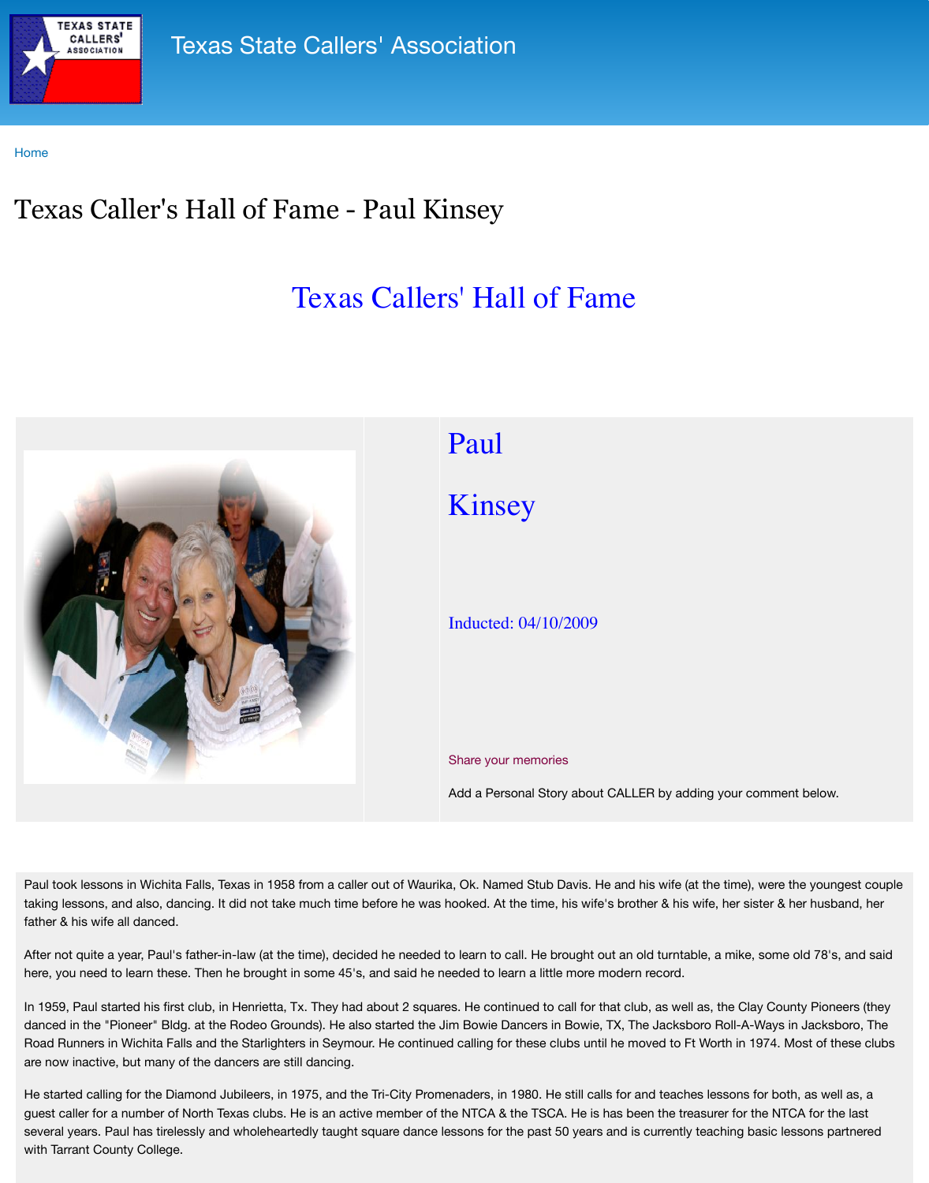Texas State Callers' Association

Home

# Texas Caller's Hall of Fame - Paul Kinsey

## Texas Callers' Hall of Fame

## Paul

## Kinsey

Inducted: 04/10/2009

Share your memories

Add a Personal Story about CALLER by adding your comment below.

Paul took lessons in Wichita Falls, Texas in 1958 from a caller out of Waurika, Ok. Named Stub Davis. He and his wife (at the time), were the youngest couple taking lessons, and also, dancing. It did not take much time before he was hooked. At the time, his wife's brother & his wife, her sister & her husband, her father & his wife all danced.

After not quite a year, Paul's father-in-law (at the time), decided he needed to learn to call. He brought out an old turntable, a mike, some old 78's, and said here, you need to learn these. Then he brought in some 45's, and said he needed to learn a little more modern record.

In 1959, Paul started his first club, in Henrietta, Tx. They had about 2 squares. He continued to call for that club, as well as, the Clay County Pioneers (they danced in the "Pioneer" Bldg. at the Rodeo Grounds). He also started the Jim Bowie Dancers in Bowie, TX, The Jacksboro Roll-A-Ways in Jacksboro, The Road Runners in Wichita Falls and the Starlighters in Seymour. He continued calling for these clubs until he moved to Ft Worth in 1974. Most of these clubs are now inactive, but many of the dancers are still dancing.

He started calling for the Diamond Jubileers, in 1975, and the Tri-City Promenaders, in 1980. He still calls for and teaches lessons for both, as well as, a guest caller for a number of North Texas clubs. He is an active member of the NTCA & the TSCA. He is has been the treasurer for the NTCA for the last several years. Paul has tirelessly and wholeheartedly taught square dance lessons for the past 50 years and is currently teaching basic lessons partnered with Tarrant County College.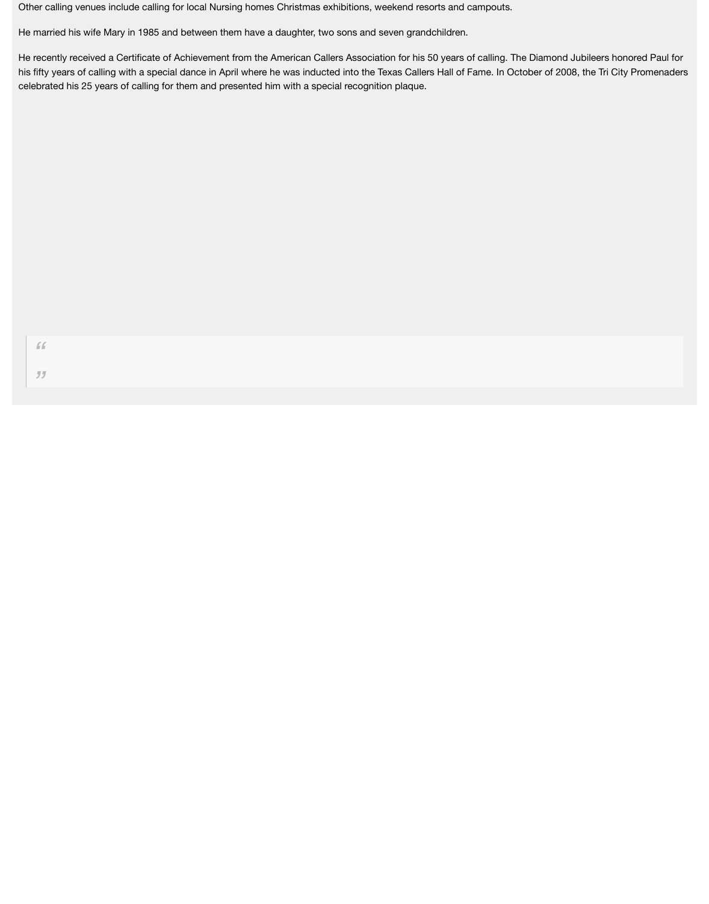Other calling venues include calling for local Nursing homes Christmas exhibitions, weekend resorts and campouts.

He married his wife Mary in 1985 and between them have a daughter, two sons and seven grandchildren.

He recently received a Certificate of Achievement from the American Callers Association for his 50 years of calling. The Diamond Jubileers honored Paul for his fifty years of calling with a special dance in April where he was inducted into the Texas Callers Hall of Fame. In October of 2008, the Tri City Promenaders celebrated his 25 years of calling for them and presented him with a special recognition plaque.